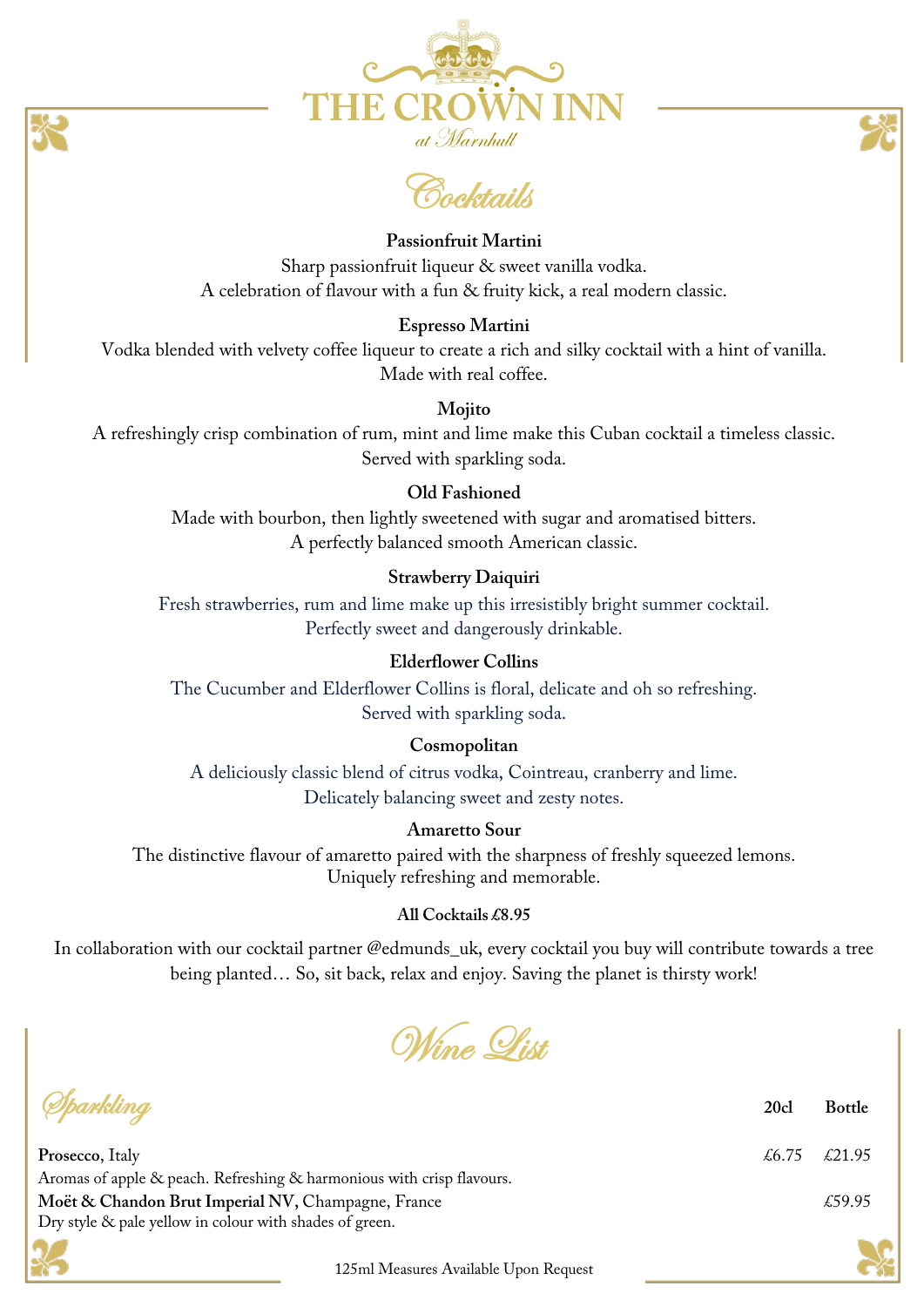# THE CROWN INN

*at Marnhull*

## Cocktails

**Passionfruit Martini**
Sharp passionfruit liqueur & sweet vanilla vodka.
A celebration of flavour with a fun & fruity kick, a real modern classic.

**Espresso Martini**
Vodka blended with velvety coffee liqueur to create a rich and silky cocktail with a hint of vanilla.
Made with real coffee.

**Mojito**
A refreshingly crisp combination of rum, mint and lime make this Cuban cocktail a timeless classic.
Served with sparkling soda.

**Old Fashioned**
Made with bourbon, then lightly sweetened with sugar and aromatised bitters.
A perfectly balanced smooth American classic.

**Strawberry Daiquiri**
Fresh strawberries, rum and lime make up this irresistibly bright summer cocktail.
Perfectly sweet and dangerously drinkable.

**Elderflower Collins**
The Cucumber and Elderflower Collins is floral, delicate and oh so refreshing.
Served with sparkling soda.

**Cosmopolitan**
A deliciously classic blend of citrus vodka, Cointreau, cranberry and lime.
Delicately balancing sweet and zesty notes.

**Amaretto Sour**
The distinctive flavour of amaretto paired with the sharpness of freshly squeezed lemons.
Uniquely refreshing and memorable.

**All Cocktails £8.95**

In collaboration with our cocktail partner @edmunds_uk, every cocktail you buy will contribute towards a tree being planted… So, sit back, relax and enjoy. Saving the planet is thirsty work!

## Wine List

### Sparkling

| | 20cl | Bottle |
|---|---|---|
| **Prosecco**, Italy<br>Aromas of apple & peach. Refreshing & harmonious with crisp flavours. | £6.75 | £21.95 |
| **Moët & Chandon Brut Imperial NV,** Champagne, France<br>Dry style & pale yellow in colour with shades of green. | | £59.95 |

125ml Measures Available Upon Request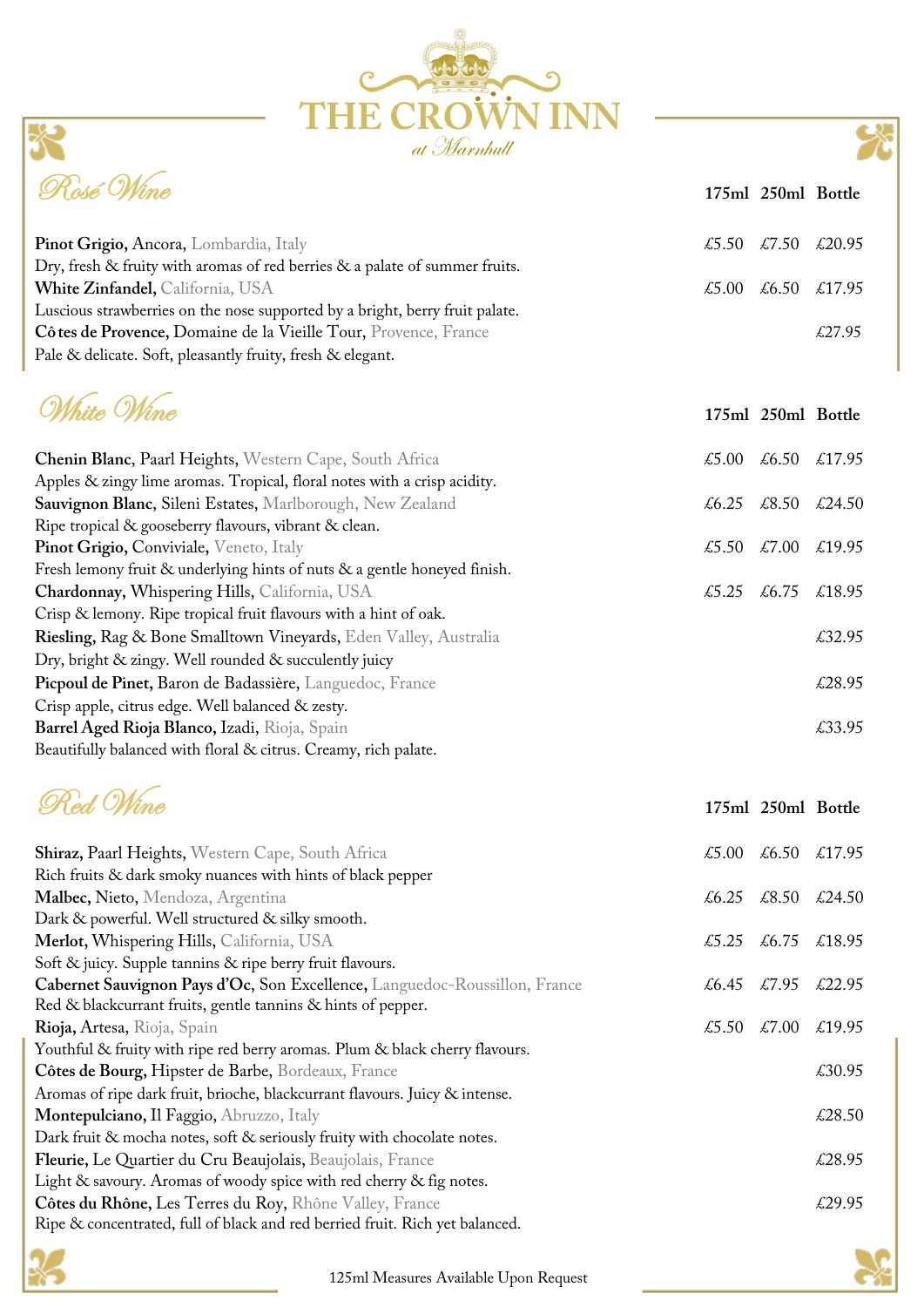# THE CROWN INN

*at Marnhull*

## Rosé Wine

| | 175ml | 250ml | Bottle |
|---|---|---|---|
| **Pinot Grigio,** Ancora, Lombardia, Italy<br>Dry, fresh & fruity with aromas of red berries & a palate of summer fruits. | £5.50 | £7.50 | £20.95 |
| **White Zinfandel,** California, USA<br>Luscious strawberries on the nose supported by a bright, berry fruit palate. | £5.00 | £6.50 | £17.95 |
| **Côtes de Provence,** Domaine de la Vieille Tour, Provence, France<br>Pale & delicate. Soft, pleasantly fruity, fresh & elegant. | | | £27.95 |

## White Wine

| | 175ml | 250ml | Bottle |
|---|---|---|---|
| **Chenin Blanc**, Paarl Heights, Western Cape, South Africa<br>Apples & zingy lime aromas. Tropical, floral notes with a crisp acidity. | £5.00 | £6.50 | £17.95 |
| **Sauvignon Blanc**, Sileni Estates, Marlborough, New Zealand<br>Ripe tropical & gooseberry flavours, vibrant & clean. | £6.25 | £8.50 | £24.50 |
| **Pinot Grigio,** Conviviale, Veneto, Italy<br>Fresh lemony fruit & underlying hints of nuts & a gentle honeyed finish. | £5.50 | £7.00 | £19.95 |
| **Chardonnay,** Whispering Hills, California, USA<br>Crisp & lemony. Ripe tropical fruit flavours with a hint of oak. | £5.25 | £6.75 | £18.95 |
| **Riesling,** Rag & Bone Smalltown Vineyards, Eden Valley, Australia<br>Dry, bright & zingy. Well rounded & succulently juicy | | | £32.95 |
| **Picpoul de Pinet,** Baron de Badassière, Languedoc, France<br>Crisp apple, citrus edge. Well balanced & zesty. | | | £28.95 |
| **Barrel Aged Rioja Blanco,** Izadi, Rioja, Spain<br>Beautifully balanced with floral & citrus. Creamy, rich palate. | | | £33.95 |

## Red Wine

| | 175ml | 250ml | Bottle |
|---|---|---|---|
| **Shiraz,** Paarl Heights, Western Cape, South Africa<br>Rich fruits & dark smoky nuances with hints of black pepper | £5.00 | £6.50 | £17.95 |
| **Malbec,** Nieto, Mendoza, Argentina<br>Dark & powerful. Well structured & silky smooth. | £6.25 | £8.50 | £24.50 |
| **Merlot,** Whispering Hills, California, USA<br>Soft & juicy. Supple tannins & ripe berry fruit flavours. | £5.25 | £6.75 | £18.95 |
| **Cabernet Sauvignon Pays d'Oc**, Son Excellence, Languedoc-Roussillon, France<br>Red & blackcurrant fruits, gentle tannins & hints of pepper. | £6.45 | £7.95 | £22.95 |
| **Rioja,** Artesa, Rioja, Spain<br>Youthful & fruity with ripe red berry aromas. Plum & black cherry flavours. | £5.50 | £7.00 | £19.95 |
| **Côtes de Bourg,** Hipster de Barbe, Bordeaux, France<br>Aromas of ripe dark fruit, brioche, blackcurrant flavours. Juicy & intense. | | | £30.95 |
| **Montepulciano,** Il Faggio, Abruzzo, Italy<br>Dark fruit & mocha notes, soft & seriously fruity with chocolate notes. | | | £28.50 |
| **Fleurie,** Le Quartier du Cru Beaujolais, Beaujolais, France<br>Light & savoury. Aromas of woody spice with red cherry & fig notes. | | | £28.95 |
| **Côtes du Rhône,** Les Terres du Roy, Rhône Valley, France<br>Ripe & concentrated, full of black and red berried fruit. Rich yet balanced. | | | £29.95 |

125ml Measures Available Upon Request